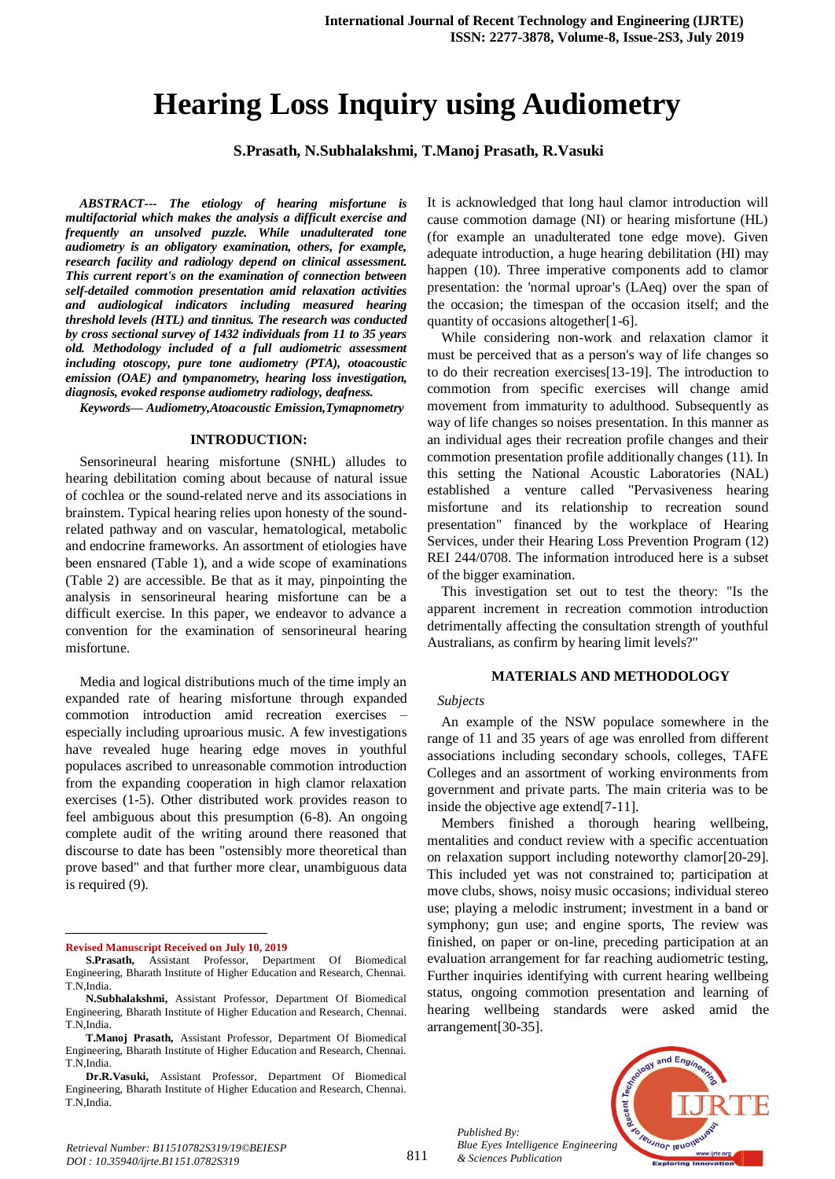# Hearing Loss Inquiry using Audiometry

**S.Prasath, N.Subhalakshmi, T.Manoj Prasath, R.Vasuki**

***ABSTRACT--- The etiology of hearing misfortune is multifactorial which makes the analysis a difficult exercise and frequently an unsolved puzzle. While unadulterated tone audiometry is an obligatory examination, others, for example, research facility and radiology depend on clinical assessment. This current report's on the examination of connection between self-detailed commotion presentation amid relaxation activities and audiological indicators including measured hearing threshold levels (HTL) and tinnitus. The research was conducted by cross sectional survey of 1432 individuals from 11 to 35 years old. Methodology included of a full audiometric assessment including otoscopy, pure tone audiometry (PTA), otoacoustic emission (OAE) and tympanometry, hearing loss investigation, diagnosis, evoked response audiometry radiology, deafness.***

***Keywords— Audiometry,Atoacoustic Emission,Tymapnometry***

## INTRODUCTION:

Sensorineural hearing misfortune (SNHL) alludes to hearing debilitation coming about because of natural issue of cochlea or the sound-related nerve and its associations in brainstem. Typical hearing relies upon honesty of the sound-related pathway and on vascular, hematological, metabolic and endocrine frameworks. An assortment of etiologies have been ensnared (Table 1), and a wide scope of examinations (Table 2) are accessible. Be that as it may, pinpointing the analysis in sensorineural hearing misfortune can be a difficult exercise. In this paper, we endeavor to advance a convention for the examination of sensorineural hearing misfortune.

Media and logical distributions much of the time imply an expanded rate of hearing misfortune through expanded commotion introduction amid recreation exercises – especially including uproarious music. A few investigations have revealed huge hearing edge moves in youthful populaces ascribed to unreasonable commotion introduction from the expanding cooperation in high clamor relaxation exercises (1-5). Other distributed work provides reason to feel ambiguous about this presumption (6-8). An ongoing complete audit of the writing around there reasoned that discourse to date has been "ostensibly more theoretical than prove based" and that further more clear, unambiguous data is required (9).

It is acknowledged that long haul clamor introduction will cause commotion damage (NI) or hearing misfortune (HL) (for example an unadulterated tone edge move). Given adequate introduction, a huge hearing debilitation (HI) may happen (10). Three imperative components add to clamor presentation: the 'normal uproar's (LAeq) over the span of the occasion; the timespan of the occasion itself; and the quantity of occasions altogether[1-6].

While considering non-work and relaxation clamor it must be perceived that as a person's way of life changes so to do their recreation exercises[13-19]. The introduction to commotion from specific exercises will change amid movement from immaturity to adulthood. Subsequently as way of life changes so noises presentation. In this manner as an individual ages their recreation profile changes and their commotion presentation profile additionally changes (11). In this setting the National Acoustic Laboratories (NAL) established a venture called "Pervasiveness hearing misfortune and its relationship to recreation sound presentation" financed by the workplace of Hearing Services, under their Hearing Loss Prevention Program (12) REI 244/0708. The information introduced here is a subset of the bigger examination.

This investigation set out to test the theory: "Is the apparent increment in recreation commotion introduction detrimentally affecting the consultation strength of youthful Australians, as confirm by hearing limit levels?"

## MATERIALS AND METHODOLOGY

*Subjects*

An example of the NSW populace somewhere in the range of 11 and 35 years of age was enrolled from different associations including secondary schools, colleges, TAFE Colleges and an assortment of working environments from government and private parts. The main criteria was to be inside the objective age extend[7-11].

Members finished a thorough hearing wellbeing, mentalities and conduct review with a specific accentuation on relaxation support including noteworthy clamor[20-29]. This included yet was not constrained to; participation at move clubs, shows, noisy music occasions; individual stereo use; playing a melodic instrument; investment in a band or symphony; gun use; and engine sports, The review was finished, on paper or on-line, preceding participation at an evaluation arrangement for far reaching audiometric testing, Further inquiries identifying with current hearing wellbeing status, ongoing commotion presentation and learning of hearing wellbeing standards were asked amid the arrangement[30-35].

---

**Revised Manuscript Received on July 10, 2019**

**S.Prasath,** Assistant Professor, Department Of Biomedical Engineering, Bharath Institute of Higher Education and Research, Chennai. T.N,India.

**N.Subhalakshmi,** Assistant Professor, Department Of Biomedical Engineering, Bharath Institute of Higher Education and Research, Chennai. T.N,India.

**T.Manoj Prasath,** Assistant Professor, Department Of Biomedical Engineering, Bharath Institute of Higher Education and Research, Chennai. T.N,India.

**Dr.R.Vasuki,** Assistant Professor, Department Of Biomedical Engineering, Bharath Institute of Higher Education and Research, Chennai. T.N,India.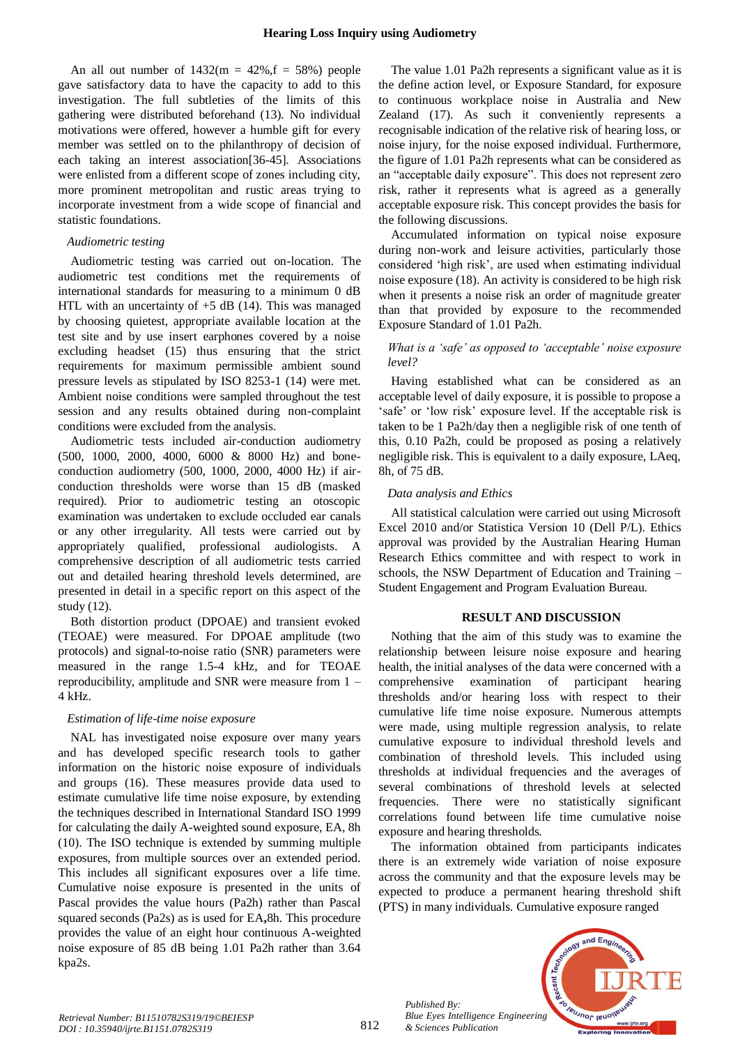An all out number of 1432(m = 42%,f = 58%) people gave satisfactory data to have the capacity to add to this investigation. The full subtleties of the limits of this gathering were distributed beforehand (13). No individual motivations were offered, however a humble gift for every member was settled on to the philanthropy of decision of each taking an interest association[36-45]. Associations were enlisted from a different scope of zones including city, more prominent metropolitan and rustic areas trying to incorporate investment from a wide scope of financial and statistic foundations.

### *Audiometric testing*

Audiometric testing was carried out on-location. The audiometric test conditions met the requirements of international standards for measuring to a minimum 0 dB HTL with an uncertainty of +5 dB (14). This was managed by choosing quietest, appropriate available location at the test site and by use insert earphones covered by a noise excluding headset (15) thus ensuring that the strict requirements for maximum permissible ambient sound pressure levels as stipulated by ISO 8253-1 (14) were met. Ambient noise conditions were sampled throughout the test session and any results obtained during non-complaint conditions were excluded from the analysis.

Audiometric tests included air-conduction audiometry (500, 1000, 2000, 4000, 6000 & 8000 Hz) and bone-conduction audiometry (500, 1000, 2000, 4000 Hz) if air-conduction thresholds were worse than 15 dB (masked required). Prior to audiometric testing an otoscopic examination was undertaken to exclude occluded ear canals or any other irregularity. All tests were carried out by appropriately qualified, professional audiologists. A comprehensive description of all audiometric tests carried out and detailed hearing threshold levels determined, are presented in detail in a specific report on this aspect of the study (12).

Both distortion product (DPOAE) and transient evoked (TEOAE) were measured. For DPOAE amplitude (two protocols) and signal-to-noise ratio (SNR) parameters were measured in the range 1.5-4 kHz, and for TEOAE reproducibility, amplitude and SNR were measure from 1 – 4 kHz.

### *Estimation of life-time noise exposure*

NAL has investigated noise exposure over many years and has developed specific research tools to gather information on the historic noise exposure of individuals and groups (16). These measures provide data used to estimate cumulative life time noise exposure, by extending the techniques described in International Standard ISO 1999 for calculating the daily A-weighted sound exposure, EA, 8h (10). The ISO technique is extended by summing multiple exposures, from multiple sources over an extended period. This includes all significant exposures over a life time. Cumulative noise exposure is presented in the units of Pascal provides the value hours (Pa2h) rather than Pascal squared seconds (Pa2s) as is used for EA**,**8h. This procedure provides the value of an eight hour continuous A-weighted noise exposure of 85 dB being 1.01 Pa2h rather than 3.64 kpa2s.

The value 1.01 Pa2h represents a significant value as it is the define action level, or Exposure Standard, for exposure to continuous workplace noise in Australia and New Zealand (17). As such it conveniently represents a recognisable indication of the relative risk of hearing loss, or noise injury, for the noise exposed individual. Furthermore, the figure of 1.01 Pa2h represents what can be considered as an "acceptable daily exposure". This does not represent zero risk, rather it represents what is agreed as a generally acceptable exposure risk. This concept provides the basis for the following discussions.

Accumulated information on typical noise exposure during non-work and leisure activities, particularly those considered 'high risk', are used when estimating individual noise exposure (18). An activity is considered to be high risk when it presents a noise risk an order of magnitude greater than that provided by exposure to the recommended Exposure Standard of 1.01 Pa2h.

### *What is a 'safe' as opposed to 'acceptable' noise exposure level?*

Having established what can be considered as an acceptable level of daily exposure, it is possible to propose a 'safe' or 'low risk' exposure level. If the acceptable risk is taken to be 1 Pa2h/day then a negligible risk of one tenth of this, 0.10 Pa2h, could be proposed as posing a relatively negligible risk. This is equivalent to a daily exposure, LAeq, 8h, of 75 dB.

### *Data analysis and Ethics*

All statistical calculation were carried out using Microsoft Excel 2010 and/or Statistica Version 10 (Dell P/L). Ethics approval was provided by the Australian Hearing Human Research Ethics committee and with respect to work in schools, the NSW Department of Education and Training – Student Engagement and Program Evaluation Bureau.

## RESULT AND DISCUSSION

Nothing that the aim of this study was to examine the relationship between leisure noise exposure and hearing health, the initial analyses of the data were concerned with a comprehensive examination of participant hearing thresholds and/or hearing loss with respect to their cumulative life time noise exposure. Numerous attempts were made, using multiple regression analysis, to relate cumulative exposure to individual threshold levels and combination of threshold levels. This included using thresholds at individual frequencies and the averages of several combinations of threshold levels at selected frequencies. There were no statistically significant correlations found between life time cumulative noise exposure and hearing thresholds.

The information obtained from participants indicates there is an extremely wide variation of noise exposure across the community and that the exposure levels may be expected to produce a permanent hearing threshold shift (PTS) in many individuals. Cumulative exposure ranged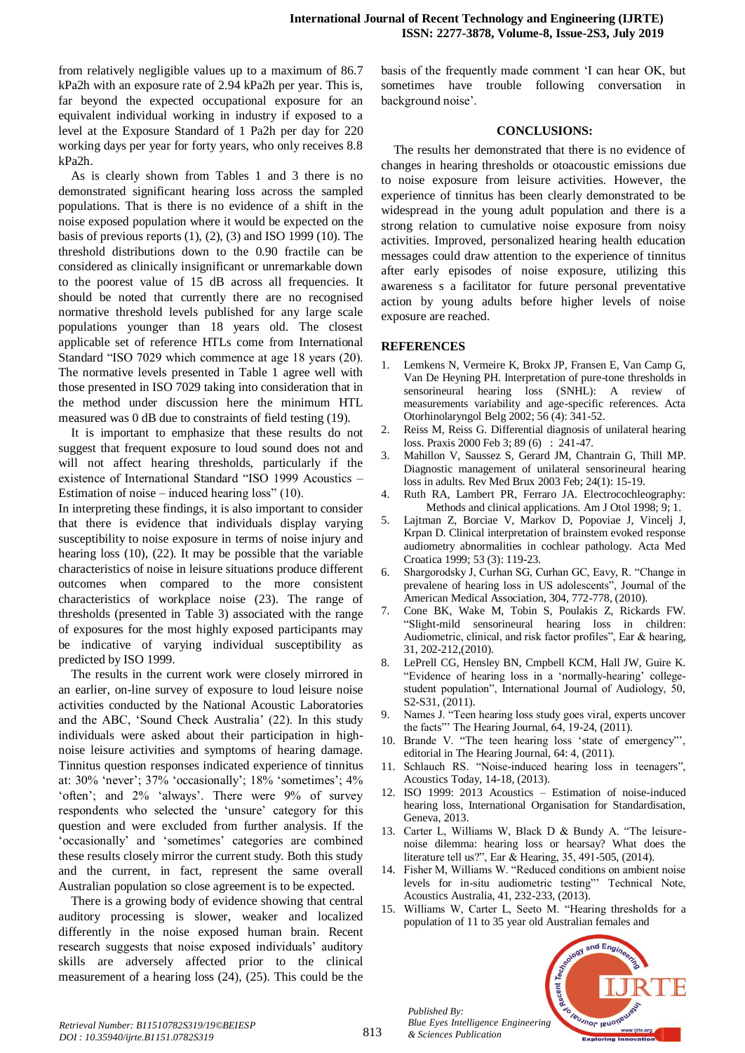from relatively negligible values up to a maximum of 86.7 kPa2h with an exposure rate of 2.94 kPa2h per year. This is, far beyond the expected occupational exposure for an equivalent individual working in industry if exposed to a level at the Exposure Standard of 1 Pa2h per day for 220 working days per year for forty years, who only receives 8.8 kPa2h.

As is clearly shown from Tables 1 and 3 there is no demonstrated significant hearing loss across the sampled populations. That is there is no evidence of a shift in the noise exposed population where it would be expected on the basis of previous reports (1), (2), (3) and ISO 1999 (10). The threshold distributions down to the 0.90 fractile can be considered as clinically insignificant or unremarkable down to the poorest value of 15 dB across all frequencies. It should be noted that currently there are no recognised normative threshold levels published for any large scale populations younger than 18 years old. The closest applicable set of reference HTLs come from International Standard "ISO 7029 which commence at age 18 years (20). The normative levels presented in Table 1 agree well with those presented in ISO 7029 taking into consideration that in the method under discussion here the minimum HTL measured was 0 dB due to constraints of field testing (19).

It is important to emphasize that these results do not suggest that frequent exposure to loud sound does not and will not affect hearing thresholds, particularly if the existence of International Standard "ISO 1999 Acoustics – Estimation of noise – induced hearing loss" (10).

In interpreting these findings, it is also important to consider that there is evidence that individuals display varying susceptibility to noise exposure in terms of noise injury and hearing loss (10), (22). It may be possible that the variable characteristics of noise in leisure situations produce different outcomes when compared to the more consistent characteristics of workplace noise (23). The range of thresholds (presented in Table 3) associated with the range of exposures for the most highly exposed participants may be indicative of varying individual susceptibility as predicted by ISO 1999.

The results in the current work were closely mirrored in an earlier, on-line survey of exposure to loud leisure noise activities conducted by the National Acoustic Laboratories and the ABC, 'Sound Check Australia' (22). In this study individuals were asked about their participation in high-noise leisure activities and symptoms of hearing damage. Tinnitus question responses indicated experience of tinnitus at: 30% 'never'; 37% 'occasionally'; 18% 'sometimes'; 4% 'often'; and 2% 'always'. There were 9% of survey respondents who selected the 'unsure' category for this question and were excluded from further analysis. If the 'occasionally' and 'sometimes' categories are combined these results closely mirror the current study. Both this study and the current, in fact, represent the same overall Australian population so close agreement is to be expected.

There is a growing body of evidence showing that central auditory processing is slower, weaker and localized differently in the noise exposed human brain. Recent research suggests that noise exposed individuals' auditory skills are adversely affected prior to the clinical measurement of a hearing loss (24), (25). This could be the basis of the frequently made comment 'I can hear OK, but sometimes have trouble following conversation in background noise'.

## CONCLUSIONS:

The results her demonstrated that there is no evidence of changes in hearing thresholds or otoacoustic emissions due to noise exposure from leisure activities. However, the experience of tinnitus has been clearly demonstrated to be widespread in the young adult population and there is a strong relation to cumulative noise exposure from noisy activities. Improved, personalized hearing health education messages could draw attention to the experience of tinnitus after early episodes of noise exposure, utilizing this awareness s a facilitator for future personal preventative action by young adults before higher levels of noise exposure are reached.

## REFERENCES

1. Lemkens N, Vermeire K, Brokx JP, Fransen E, Van Camp G, Van De Heyning PH. Interpretation of pure-tone thresholds in sensorineural hearing loss (SNHL): A review of measurements variability and age-specific references. Acta Otorhinolaryngol Belg 2002; 56 (4): 341-52.
2. Reiss M, Reiss G. Differential diagnosis of unilateral hearing loss. Praxis 2000 Feb 3; 89 (6) : 241-47.
3. Mahillon V, Saussez S, Gerard JM, Chantrain G, Thill MP. Diagnostic management of unilateral sensorineural hearing loss in adults. Rev Med Brux 2003 Feb; 24(1): 15-19.
4. Ruth RA, Lambert PR, Ferraro JA. Electrocochleography: Methods and clinical applications. Am J Otol 1998; 9; 1.
5. Lajtman Z, Borciae V, Markov D, Popoviae J, Vincelj J, Krpan D. Clinical interpretation of brainstem evoked response audiometry abnormalities in cochlear pathology. Acta Med Croatica 1999; 53 (3): 119-23.
6. Shargorodsky J, Curhan SG, Curhan GC, Eavy, R. "Change in prevalene of hearing loss in US adolescents", Journal of the American Medical Association, 304, 772-778, (2010).
7. Cone BK, Wake M, Tobin S, Poulakis Z, Rickards FW. "Slight-mild sensorineural hearing loss in children: Audiometric, clinical, and risk factor profiles", Ear & hearing, 31, 202-212,(2010).
8. LePrell CG, Hensley BN, Cmpbell KCM, Hall JW, Guire K. "Evidence of hearing loss in a 'normally-hearing' college-student population", International Journal of Audiology, 50, S2-S31, (2011).
9. Names J. "Teen hearing loss study goes viral, experts uncover the facts"' The Hearing Journal, 64, 19-24, (2011).
10. Brande V. "The teen hearing loss 'state of emergency"', editorial in The Hearing Journal, 64: 4, (2011).
11. Schlauch RS. "Noise-induced hearing loss in teenagers", Acoustics Today, 14-18, (2013).
12. ISO 1999: 2013 Acoustics – Estimation of noise-induced hearing loss, International Organisation for Standardisation, Geneva, 2013.
13. Carter L, Williams W, Black D & Bundy A. "The leisure-noise dilemma: hearing loss or hearsay? What does the literature tell us?", Ear & Hearing, 35, 491-505, (2014).
14. Fisher M, Williams W. "Reduced conditions on ambient noise levels for in-situ audiometric testing"' Technical Note, Acoustics Australia, 41, 232-233, (2013).
15. Williams W, Carter L, Seeto M. "Hearing thresholds for a population of 11 to 35 year old Australian females and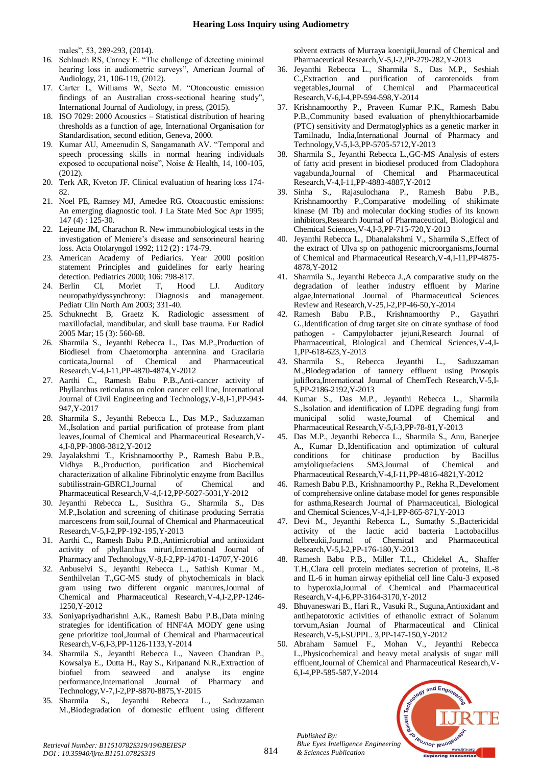males", 53, 289-293, (2014).

16. Schlauch RS, Carney E. "The challenge of detecting minimal hearing loss in audiometric surveys", American Journal of Audiology, 21, 106-119, (2012).
17. Carter L, Williams W, Seeto M. "Otoacoustic emission findings of an Australian cross-sectional hearing study", International Journal of Audiology, in press, (2015).
18. ISO 7029: 2000 Acoustics – Statistical distribution of hearing thresholds as a function of age, International Organisation for Standardisation, second edition, Geneva, 2000.
19. Kumar AU, Ameenudin S, Sangamanath AV. "Temporal and speech processing skills in normal hearing individuals exposed to occupational noise", Noise & Health, 14, 100-105, (2012).
20. Terk AR, Kveton JF. Clinical evaluation of hearing loss 174-82.
21. Noel PE, Ramsey MJ, Amedee RG. Otoacoustic emissions: An emerging diagnostic tool. J La State Med Soc Apr 1995; 147 (4) : 125-30.
22. Lejeune JM, Charachon R. New immunobiological tests in the investigation of Meniere's disease and sensorineural hearing loss. Acta Otolaryngol 1992; 112 (2) : 174-79.
23. American Academy of Pediarics. Year 2000 position statement Principles and guidelines for early hearing detection. Pediatrics 2000; 106: 798-817.
24. Berlin CI, Morlet T, Hood LJ. Auditory neuropathy/dyssynchrony: Diagnosis and management. Pediatr Clin North Am 2003; 331-40.
25. Schuknecht B, Graetz K. Radiologic assessment of maxillofacial, mandibular, and skull base trauma. Eur Radiol 2005 Mar; 15 (3): 560-68.
26. Sharmila S., Jeyanthi Rebecca L., Das M.P.,Production of Biodiesel from Chaetomorpha antennina and Gracilaria corticata,Journal of Chemical and Pharmaceutical Research,V-4,I-11,PP-4870-4874,Y-2012
27. Aarthi C., Ramesh Babu P.B.,Anti-cancer activity of Phyllanthus reticulatus on colon cancer cell line, International Journal of Civil Engineering and Technology,V-8,I-1,PP-943-947,Y-2017
28. Sharmila S., Jeyanthi Rebecca L., Das M.P., Saduzzaman M.,Isolation and partial purification of protease from plant leaves,Journal of Chemical and Pharmaceutical Research,V-4,I-8,PP-3808-3812,Y-2012
29. Jayalakshmi T., Krishnamoorthy P., Ramesh Babu P.B., Vidhya B.,Production, purification and Biochemical characterization of alkaline Fibrinolytic enzyme from Bacillus subtilisstrain-GBRC1,Journal of Chemical and Pharmaceutical Research,V-4,I-12,PP-5027-5031,Y-2012
30. Jeyanthi Rebecca L., Susithra G., Sharmila S., Das M.P.,Isolation and screening of chitinase producing Serratia marcescens from soil,Journal of Chemical and Pharmaceutical Research,V-5,I-2,PP-192-195,Y-2013
31. Aarthi C., Ramesh Babu P.B.,Antimicrobial and antioxidant activity of phyllanthus niruri,International Journal of Pharmacy and Technology,V-8,I-2,PP-14701-14707,Y-2016
32. Anbuselvi S., Jeyanthi Rebecca L., Sathish Kumar M., Senthilvelan T.,GC-MS study of phytochemicals in black gram using two different organic manures,Journal of Chemical and Pharmaceutical Research,V-4,I-2,PP-1246-1250,Y-2012
33. Soniyapriyadharishni A.K., Ramesh Babu P.B.,Data mining strategies for identification of HNF4A MODY gene using gene prioritize tool,Journal of Chemical and Pharmaceutical Research,V-6,I-3,PP-1126-1133,Y-2014
34. Sharmila S., Jeyanthi Rebecca L., Naveen Chandran P., Kowsalya E., Dutta H., Ray S., Kripanand N.R.,Extraction of biofuel from seaweed and analyse its engine performance,International Journal of Pharmacy and Technology,V-7,I-2,PP-8870-8875,Y-2015
35. Sharmila S., Jeyanthi Rebecca L., Saduzzaman M.,Biodegradation of domestic effluent using different solvent extracts of Murraya koenigii,Journal of Chemical and Pharmaceutical Research,V-5,I-2,PP-279-282,Y-2013
36. Jeyanthi Rebecca L., Sharmila S., Das M.P., Seshiah C.,Extraction and purification of carotenoids from vegetables,Journal of Chemical and Pharmaceutical Research,V-6,I-4,PP-594-598,Y-2014
37. Krishnamoorthy P., Praveen Kumar P.K., Ramesh Babu P.B.,Community based evaluation of phenylthiocarbamide (PTC) sensitivity and Dermatoglyphics as a genetic marker in Tamilnadu, India,International Journal of Pharmacy and Technology,V-5,I-3,PP-5705-5712,Y-2013
38. Sharmila S., Jeyanthi Rebecca L.,GC-MS Analysis of esters of fatty acid present in biodiesel produced from Cladophora vagabunda,Journal of Chemical and Pharmaceutical Research,V-4,I-11,PP-4883-4887,Y-2012
39. Sinha S., Rajasulochana P., Ramesh Babu P.B., Krishnamoorthy P.,Comparative modelling of shikimate kinase (M Tb) and molecular docking studies of its known inhibitors,Research Journal of Pharmaceutical, Biological and Chemical Sciences,V-4,I-3,PP-715-720,Y-2013
40. Jeyanthi Rebecca L., Dhanalakshmi V., Sharmila S.,Effect of the extract of Ulva sp on pathogenic microorganisms,Journal of Chemical and Pharmaceutical Research,V-4,I-11,PP-4875-4878,Y-2012
41. Sharmila S., Jeyanthi Rebecca J.,A comparative study on the degradation of leather industry effluent by Marine algae,International Journal of Pharmaceutical Sciences Review and Research,V-25,I-2,PP-46-50,Y-2014
42. Ramesh Babu P.B., Krishnamoorthy P., Gayathri G.,Identification of drug target site on citrate synthase of food pathogen - Campylobacter jejuni,Research Journal of Pharmaceutical, Biological and Chemical Sciences,V-4,I-1,PP-618-623,Y-2013
43. Sharmila S., Rebecca Jeyanthi L., Saduzzaman M.,Biodegradation of tannery effluent using Prosopis juliflora,International Journal of ChemTech Research,V-5,I-5,PP-2186-2192,Y-2013
44. Kumar S., Das M.P., Jeyanthi Rebecca L., Sharmila S.,Isolation and identification of LDPE degrading fungi from municipal solid waste,Journal of Chemical and Pharmaceutical Research,V-5,I-3,PP-78-81,Y-2013
45. Das M.P., Jeyanthi Rebecca L., Sharmila S., Anu, Banerjee A., Kumar D.,Identification and optimization of cultural conditions for chitinase production by Bacillus amyloliquefaciens SM3,Journal of Chemical and Pharmaceutical Research,V-4,I-11,PP-4816-4821,Y-2012
46. Ramesh Babu P.B., Krishnamoorthy P., Rekha R.,Develoment of comprehensive online database model for genes responsible for asthma,Research Journal of Pharmaceutical, Biological and Chemical Sciences,V-4,I-1,PP-865-871,Y-2013
47. Devi M., Jeyanthi Rebecca L., Sumathy S.,Bactericidal activity of the lactic acid bacteria Lactobacillus delbreukii,Journal of Chemical and Pharmaceutical Research,V-5,I-2,PP-176-180,Y-2013
48. Ramesh Babu P.B., Miller T.L., Chidekel A., Shaffer T.H.,Clara cell protein mediates secretion of proteins, IL-8 and IL-6 in human airway epithelial cell line Calu-3 exposed to hyperoxia,Journal of Chemical and Pharmaceutical Research,V-4,I-6,PP-3164-3170,Y-2012
49. Bhuvaneswari B., Hari R., Vasuki R., Suguna,Antioxidant and antihepatotoxic activities of ethanolic extract of Solanum torvum,Asian Journal of Pharmaceutical and Clinical Research,V-5,I-SUPPL. 3,PP-147-150,Y-2012
50. Abraham Samuel F., Mohan V., Jeyanthi Rebecca L.,Physicochemical and heavy metal analysis of sugar mill effluent,Journal of Chemical and Pharmaceutical Research,V-6,I-4,PP-585-587,Y-2014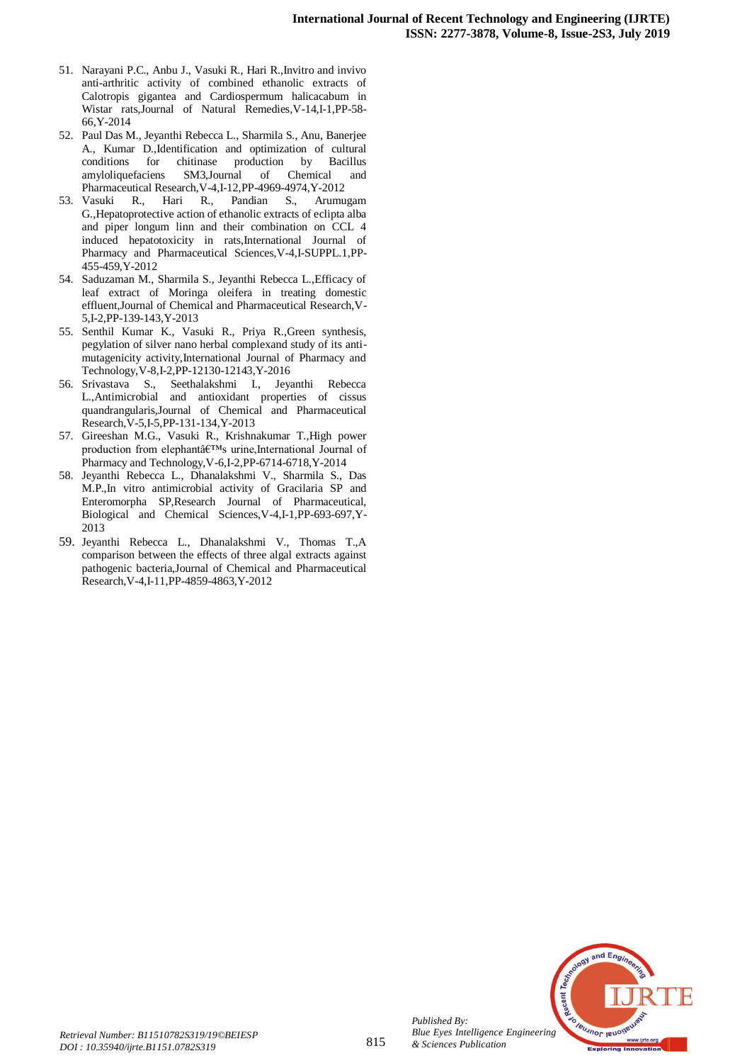51. Narayani P.C., Anbu J., Vasuki R., Hari R.,Invitro and invivo anti-arthritic activity of combined ethanolic extracts of Calotropis gigantea and Cardiospermum halicacabum in Wistar rats,Journal of Natural Remedies,V-14,I-1,PP-58-66,Y-2014
52. Paul Das M., Jeyanthi Rebecca L., Sharmila S., Anu, Banerjee A., Kumar D.,Identification and optimization of cultural conditions for chitinase production by Bacillus amyloliquefaciens SM3,Journal of Chemical and Pharmaceutical Research,V-4,I-12,PP-4969-4974,Y-2012
53. Vasuki R., Hari R., Pandian S., Arumugam G.,Hepatoprotective action of ethanolic extracts of eclipta alba and piper longum linn and their combination on CCL 4 induced hepatotoxicity in rats,International Journal of Pharmacy and Pharmaceutical Sciences,V-4,I-SUPPL.1,PP-455-459,Y-2012
54. Saduzaman M., Sharmila S., Jeyanthi Rebecca L.,Efficacy of leaf extract of Moringa oleifera in treating domestic effluent,Journal of Chemical and Pharmaceutical Research,V-5,I-2,PP-139-143,Y-2013
55. Senthil Kumar K., Vasuki R., Priya R.,Green synthesis, pegylation of silver nano herbal complexand study of its anti-mutagenicity activity,International Journal of Pharmacy and Technology,V-8,I-2,PP-12130-12143,Y-2016
56. Srivastava S., Seethalakshmi I., Jeyanthi Rebecca L.,Antimicrobial and antioxidant properties of cissus quandrangularis,Journal of Chemical and Pharmaceutical Research,V-5,I-5,PP-131-134,Y-2013
57. Gireeshan M.G., Vasuki R., Krishnakumar T.,High power production from elephantâ€™s urine,International Journal of Pharmacy and Technology,V-6,I-2,PP-6714-6718,Y-2014
58. Jeyanthi Rebecca L., Dhanalakshmi V., Sharmila S., Das M.P.,In vitro antimicrobial activity of Gracilaria SP and Enteromorpha SP,Research Journal of Pharmaceutical, Biological and Chemical Sciences,V-4,I-1,PP-693-697,Y-2013
59. Jeyanthi Rebecca L., Dhanalakshmi V., Thomas T.,A comparison between the effects of three algal extracts against pathogenic bacteria,Journal of Chemical and Pharmaceutical Research,V-4,I-11,PP-4859-4863,Y-2012